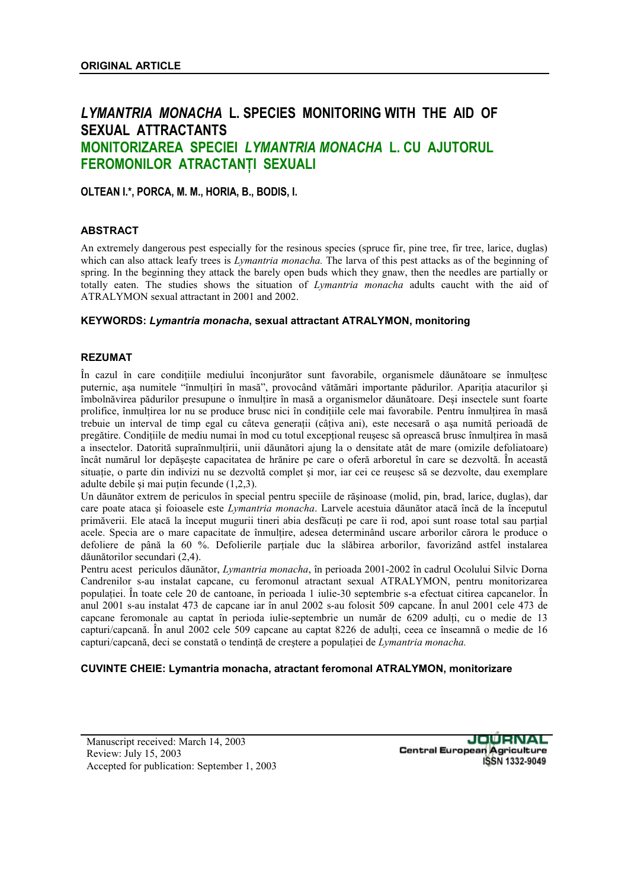**ORIGINAL ARTICLE**

# *LYMANTRIA MONACHA* L. SPECIES MONITORING WITH THE AID OF SEXUAL ATTRACTANTS

# MONITORIZAREA SPECIEI *LYMANTRIA MONACHA* L. CU AJUTORUL FEROMONILOR ATRACTANȚI SEXUALI

**OLTEAN I.\*, PORCA, M. M., HORIA, B., BODIS, I.**

## ABSTRACT

An extremely dangerous pest especially for the resinous species (spruce fir, pine tree, fir tree, larice, duglas) which can also attack leafy trees is *Lymantria monacha.* The larva of this pest attacks as of the beginning of spring. In the beginning they attack the barely open buds which they gnaw, then the needles are partially or totally eaten. The studies shows the situation of *Lymantria monacha* adults caucht with the aid of ATRALYMON sexual attractant in 2001 and 2002.

**KEYWORDS: *Lymantria monacha*, sexual attractant ATRALYMON, monitoring**

## REZUMAT

În cazul în care condițiile mediului înconjurător sunt favorabile, organismele dăunătoare se înmulțesc puternic, așa numitele "înmulțiri în masă", provocând vătămări importante pădurilor. Apariția atacurilor și îmbolnăvirea pădurilor presupune o înmulțire în masă a organismelor dăunătoare. Deși insectele sunt foarte prolifice, înmulțirea lor nu se produce brusc nici în condițiile cele mai favorabile. Pentru înmulțirea în masă trebuie un interval de timp egal cu câteva generații (câțiva ani), este necesară o așa numită perioadă de pregătire. Condițiile de mediu numai în mod cu totul excepțional reușesc să oprească brusc înmulțirea în masă a insectelor. Datorită supraînmulțirii, unii dăunători ajung la o densitate atât de mare (omizile defoliatoare) încât numărul lor depășește capacitatea de hrănire pe care o oferă arboretul în care se dezvoltă. În această situație, o parte din indivizi nu se dezvoltă complet și mor, iar cei ce reușesc să se dezvolte, dau exemplare adulte debile și mai puțin fecunde (1,2,3).

Un dăunător extrem de periculos în special pentru speciile de rășinoase (molid, pin, brad, larice, duglas), dar care poate ataca și foioasele este *Lymantria monacha*. Larvele acestuia dăunător atacă încă de la începutul primăverii. Ele atacă la început mugurii tineri abia desfăcuți pe care îi rod, apoi sunt roase total sau parțial acele. Specia are o mare capacitate de înmulțire, adesea determinând uscare arborilor cărora le produce o defoliere de până la 60 %. Defolierile parțiale duc la slăbirea arborilor, favorizând astfel instalarea dăunătorilor secundari (2,4).

Pentru acest periculos dăunător, *Lymantria monacha*, în perioada 2001-2002 în cadrul Ocolului Silvic Dorna Candrenilor s-au instalat capcane, cu feromonul atractant sexual ATRALYMON, pentru monitorizarea populației. În toate cele 20 de cantoane, în perioada 1 iulie-30 septembrie s-a efectuat citirea capcanelor. În anul 2001 s-au instalat 473 de capcane iar în anul 2002 s-au folosit 509 capcane. În anul 2001 cele 473 de capcane feromonale au captat în perioda iulie-septembrie un număr de 6209 adulți, cu o medie de 13 capturi/capcană. În anul 2002 cele 509 capcane au captat 8226 de adulți, ceea ce înseamnă o medie de 16 capturi/capcană, deci se constată o tendință de creștere a populației de *Lymantria monacha.*

**CUVINTE CHEIE: Lymantria monacha, atractant feromonal ATRALYMON, monitorizare**

Manuscript received: March 14, 2003
Review: July 15, 2003
Accepted for publication: September 1, 2003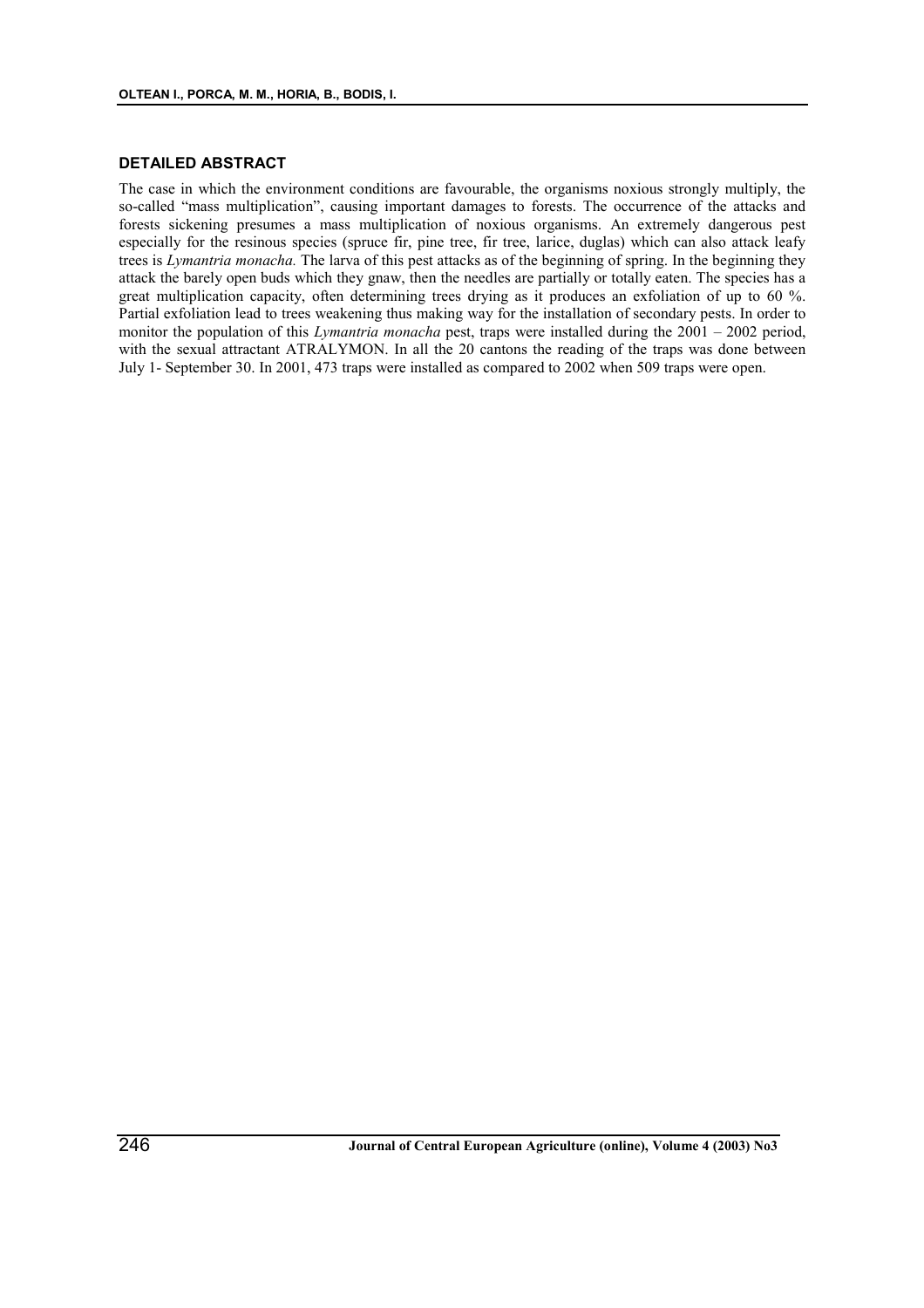### DETAILED ABSTRACT

The case in which the environment conditions are favourable, the organisms noxious strongly multiply, the so-called "mass multiplication", causing important damages to forests. The occurrence of the attacks and forests sickening presumes a mass multiplication of noxious organisms. An extremely dangerous pest especially for the resinous species (spruce fir, pine tree, fir tree, larice, duglas) which can also attack leafy trees is *Lymantria monacha.* The larva of this pest attacks as of the beginning of spring. In the beginning they attack the barely open buds which they gnaw, then the needles are partially or totally eaten. The species has a great multiplication capacity, often determining trees drying as it produces an exfoliation of up to 60 %. Partial exfoliation lead to trees weakening thus making way for the installation of secondary pests. In order to monitor the population of this *Lymantria monacha* pest, traps were installed during the 2001 – 2002 period, with the sexual attractant ATRALYMON. In all the 20 cantons the reading of the traps was done between July 1- September 30. In 2001, 473 traps were installed as compared to 2002 when 509 traps were open.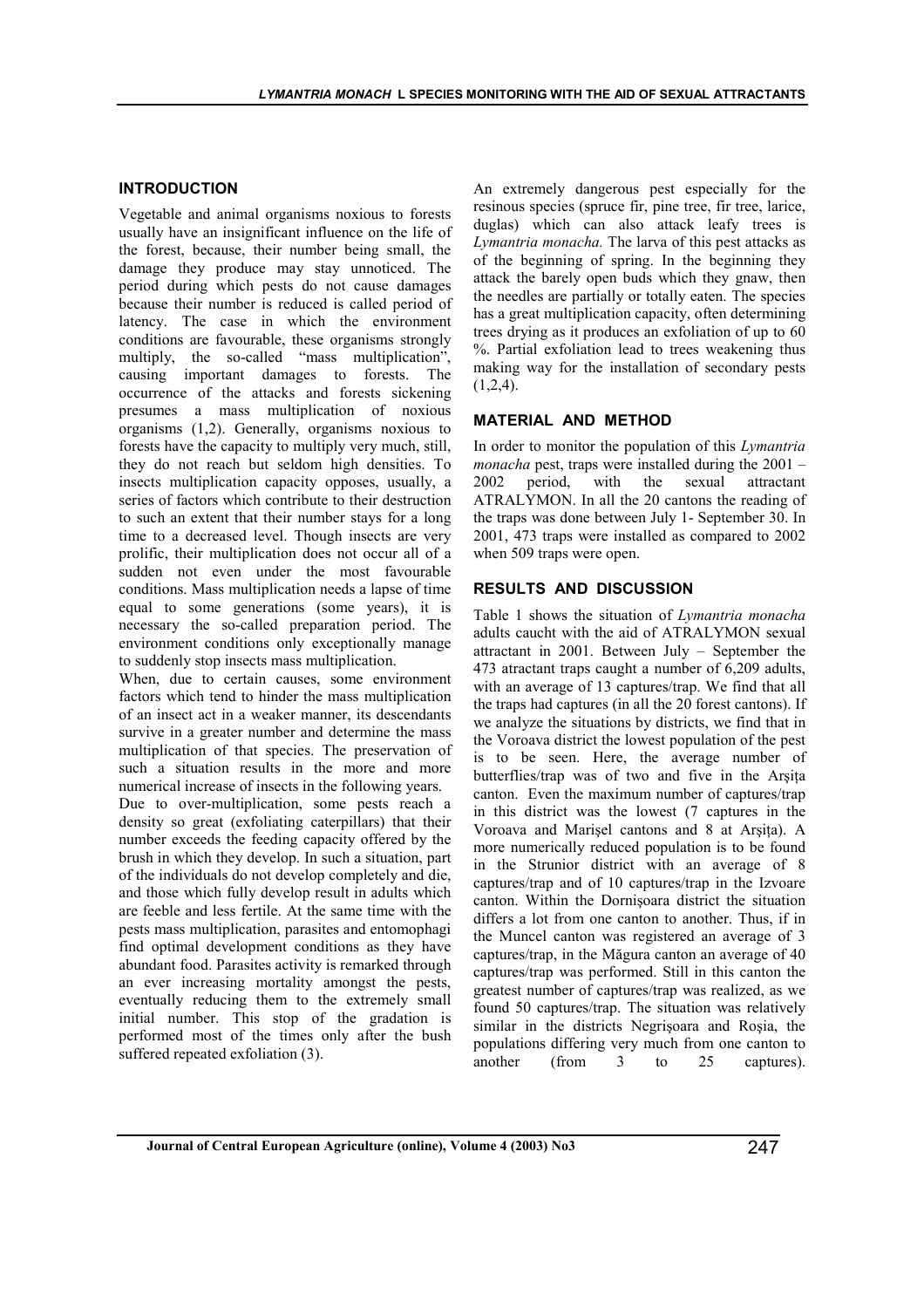## INTRODUCTION

Vegetable and animal organisms noxious to forests usually have an insignificant influence on the life of the forest, because, their number being small, the damage they produce may stay unnoticed. The period during which pests do not cause damages because their number is reduced is called period of latency. The case in which the environment conditions are favourable, these organisms strongly multiply, the so-called "mass multiplication", causing important damages to forests. The occurrence of the attacks and forests sickening presumes a mass multiplication of noxious organisms (1,2). Generally, organisms noxious to forests have the capacity to multiply very much, still, they do not reach but seldom high densities. To insects multiplication capacity opposes, usually, a series of factors which contribute to their destruction to such an extent that their number stays for a long time to a decreased level. Though insects are very prolific, their multiplication does not occur all of a sudden not even under the most favourable conditions. Mass multiplication needs a lapse of time equal to some generations (some years), it is necessary the so-called preparation period. The environment conditions only exceptionally manage to suddenly stop insects mass multiplication.

When, due to certain causes, some environment factors which tend to hinder the mass multiplication of an insect act in a weaker manner, its descendants survive in a greater number and determine the mass multiplication of that species. The preservation of such a situation results in the more and more numerical increase of insects in the following years.

Due to over-multiplication, some pests reach a density so great (exfoliating caterpillars) that their number exceeds the feeding capacity offered by the brush in which they develop. In such a situation, part of the individuals do not develop completely and die, and those which fully develop result in adults which are feeble and less fertile. At the same time with the pests mass multiplication, parasites and entomophagi find optimal development conditions as they have abundant food. Parasites activity is remarked through an ever increasing mortality amongst the pests, eventually reducing them to the extremely small initial number. This stop of the gradation is performed most of the times only after the bush suffered repeated exfoliation (3).

An extremely dangerous pest especially for the resinous species (spruce fir, pine tree, fir tree, larice, duglas) which can also attack leafy trees is *Lymantria monacha.* The larva of this pest attacks as of the beginning of spring. In the beginning they attack the barely open buds which they gnaw, then the needles are partially or totally eaten. The species has a great multiplication capacity, often determining trees drying as it produces an exfoliation of up to 60 %. Partial exfoliation lead to trees weakening thus making way for the installation of secondary pests (1,2,4).

## MATERIAL AND METHOD

In order to monitor the population of this *Lymantria monacha* pest, traps were installed during the 2001 – 2002 period, with the sexual attractant ATRALYMON. In all the 20 cantons the reading of the traps was done between July 1- September 30. In 2001, 473 traps were installed as compared to 2002 when 509 traps were open.

## RESULTS AND DISCUSSION

Table 1 shows the situation of *Lymantria monacha* adults caucht with the aid of ATRALYMON sexual attractant in 2001. Between July – September the 473 atractant traps caught a number of 6,209 adults, with an average of 13 captures/trap. We find that all the traps had captures (in all the 20 forest cantons). If we analyze the situations by districts, we find that in the Voroava district the lowest population of the pest is to be seen. Here, the average number of butterflies/trap was of two and five in the Arșița canton. Even the maximum number of captures/trap in this district was the lowest (7 captures in the Voroava and Marişel cantons and 8 at Arșița). A more numerically reduced population is to be found in the Strunior district with an average of 8 captures/trap and of 10 captures/trap in the Izvoare canton. Within the Dornişoara district the situation differs a lot from one canton to another. Thus, if in the Muncel canton was registered an average of 3 captures/trap, in the Măgura canton an average of 40 captures/trap was performed. Still in this canton the greatest number of captures/trap was realized, as we found 50 captures/trap. The situation was relatively similar in the districts Negrişoara and Roșia, the populations differing very much from one canton to another (from 3 to 25 captures).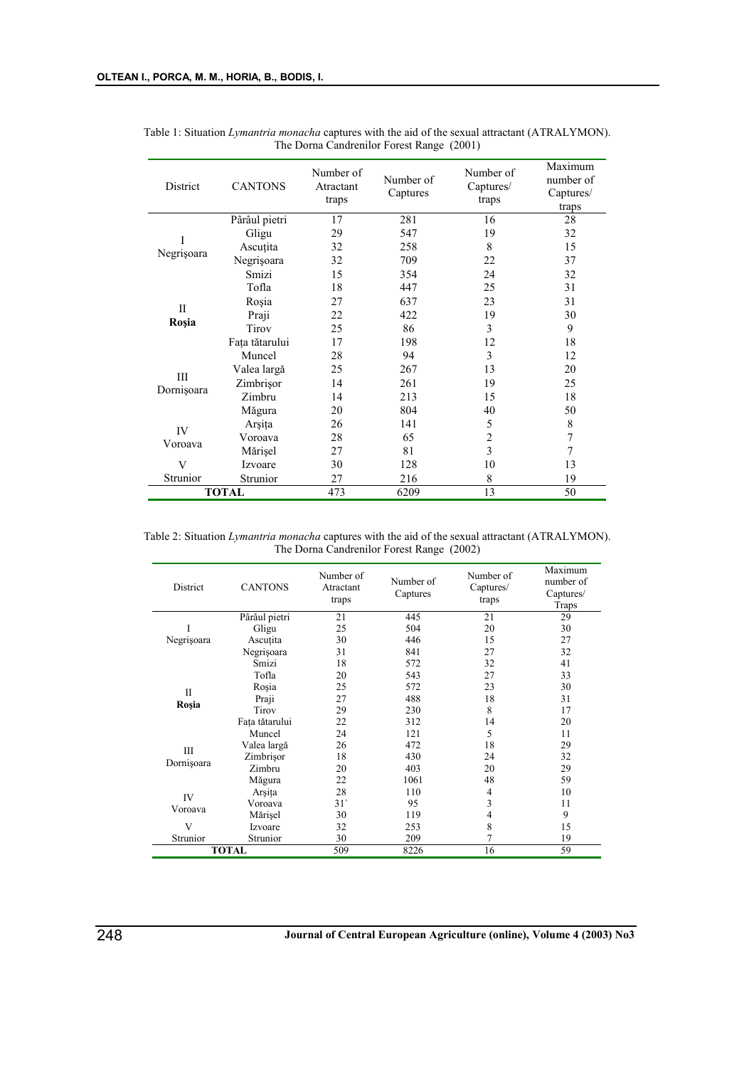Table 1: Situation *Lymantria monacha* captures with the aid of the sexual attractant (ATRALYMON). The Dorna Candrenilor Forest Range (2001)

| District | CANTONS | Number of Atractant traps | Number of Captures | Number of Captures/ traps | Maximum number of Captures/ traps |
|---|---|---|---|---|---|
| I Negrişoara | Pârâul pietri | 17 | 281 | 16 | 28 |
| | Gligu | 29 | 547 | 19 | 32 |
| | Ascuţita | 32 | 258 | 8 | 15 |
| | Negrişoara | 32 | 709 | 22 | 37 |
| II **Roşia** | Smizi | 15 | 354 | 24 | 32 |
| | Tofla | 18 | 447 | 25 | 31 |
| | Roşia | 27 | 637 | 23 | 31 |
| | Praji | 22 | 422 | 19 | 30 |
| | Tirov | 25 | 86 | 3 | 9 |
| III Dornişoara | Faţa tătarului | 17 | 198 | 12 | 18 |
| | Muncel | 28 | 94 | 3 | 12 |
| | Valea largă | 25 | 267 | 13 | 20 |
| | Zimbrişor | 14 | 261 | 19 | 25 |
| | Zimbru | 14 | 213 | 15 | 18 |
| IV Voroava | Măgura | 20 | 804 | 40 | 50 |
| | Arşiţa | 26 | 141 | 5 | 8 |
| | Voroava | 28 | 65 | 2 | 7 |
| | Mărişel | 27 | 81 | 3 | 7 |
| V Strunior | Izvoare | 30 | 128 | 10 | 13 |
| | Strunior | 27 | 216 | 8 | 19 |
| **TOTAL** | | 473 | 6209 | 13 | 50 |

Table 2: Situation *Lymantria monacha* captures with the aid of the sexual attractant (ATRALYMON). The Dorna Candrenilor Forest Range (2002)

| District | CANTONS | Number of Atractant traps | Number of Captures | Number of Captures/ traps | Maximum number of Captures/ Traps |
|---|---|---|---|---|---|
| I Negrişoara | Pârâul pietri | 21 | 445 | 21 | 29 |
| | Gligu | 25 | 504 | 20 | 30 |
| | Ascuţita | 30 | 446 | 15 | 27 |
| | Negrişoara | 31 | 841 | 27 | 32 |
| II **Roşia** | Smizi | 18 | 572 | 32 | 41 |
| | Tofla | 20 | 543 | 27 | 33 |
| | Roşia | 25 | 572 | 23 | 30 |
| | Praji | 27 | 488 | 18 | 31 |
| | Tirov | 29 | 230 | 8 | 17 |
| III Dornişoara | Faţa tătarului | 22 | 312 | 14 | 20 |
| | Muncel | 24 | 121 | 5 | 11 |
| | Valea largă | 26 | 472 | 18 | 29 |
| | Zimbrişor | 18 | 430 | 24 | 32 |
| | Zimbru | 20 | 403 | 20 | 29 |
| IV Voroava | Măgura | 22 | 1061 | 48 | 59 |
| | Arşiţa | 28 | 110 | 4 | 10 |
| | Voroava | 31` | 95 | 3 | 11 |
| | Mărişel | 30 | 119 | 4 | 9 |
| V Strunior | Izvoare | 32 | 253 | 8 | 15 |
| | Strunior | 30 | 209 | 7 | 19 |
| **TOTAL** | | 509 | 8226 | 16 | 59 |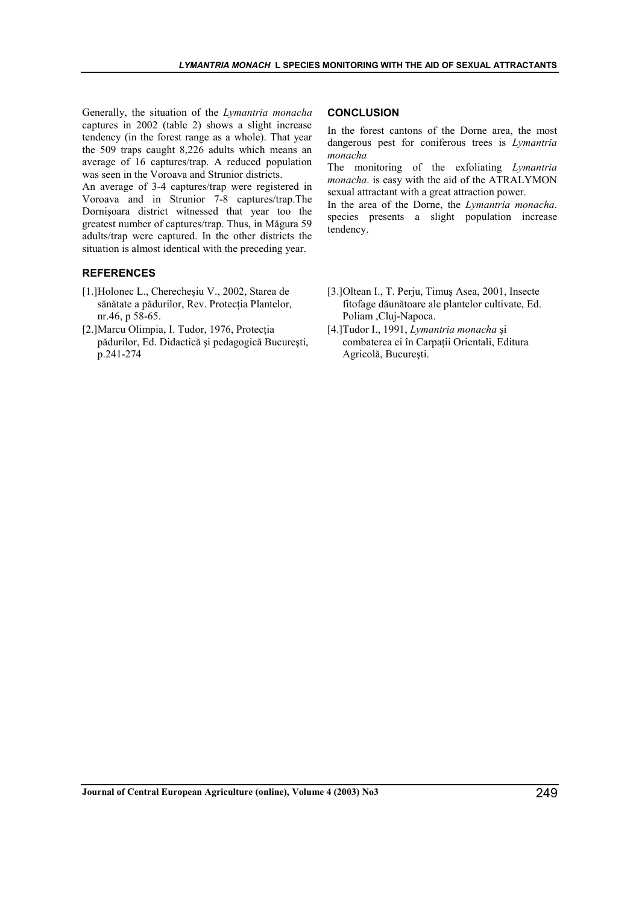Generally, the situation of the *Lymantria monacha* captures in 2002 (table 2) shows a slight increase tendency (in the forest range as a whole). That year the 509 traps caught 8,226 adults which means an average of 16 captures/trap. A reduced population was seen in the Voroava and Strunior districts.

An average of 3-4 captures/trap were registered in Voroava and in Strunior 7-8 captures/trap.The Dornişoara district witnessed that year too the greatest number of captures/trap. Thus, in Măgura 59 adults/trap were captured. In the other districts the situation is almost identical with the preceding year.

## CONCLUSION

In the forest cantons of the Dorne area, the most dangerous pest for coniferous trees is *Lymantria monacha*

The monitoring of the exfoliating *Lymantria monacha*. is easy with the aid of the ATRALYMON sexual attractant with a great attraction power.

In the area of the Dorne, the *Lymantria monacha*. species presents a slight population increase tendency.

## REFERENCES

[1.]Holonec L., Cherecheşiu V., 2002, Starea de sănătate a pădurilor, Rev. Protecția Plantelor, nr.46, p 58-65.

[2.]Marcu Olimpia, I. Tudor, 1976, Protecția pădurilor, Ed. Didactică și pedagogică București, p.241-274

[3.]Oltean I., T. Perju, Timuş Asea, 2001, Insecte fitofage dăunătoare ale plantelor cultivate, Ed. Poliam ,Cluj-Napoca.

[4.]Tudor I., 1991, *Lymantria monacha* şi combaterea ei în Carpații Orientali, Editura Agricolă, București.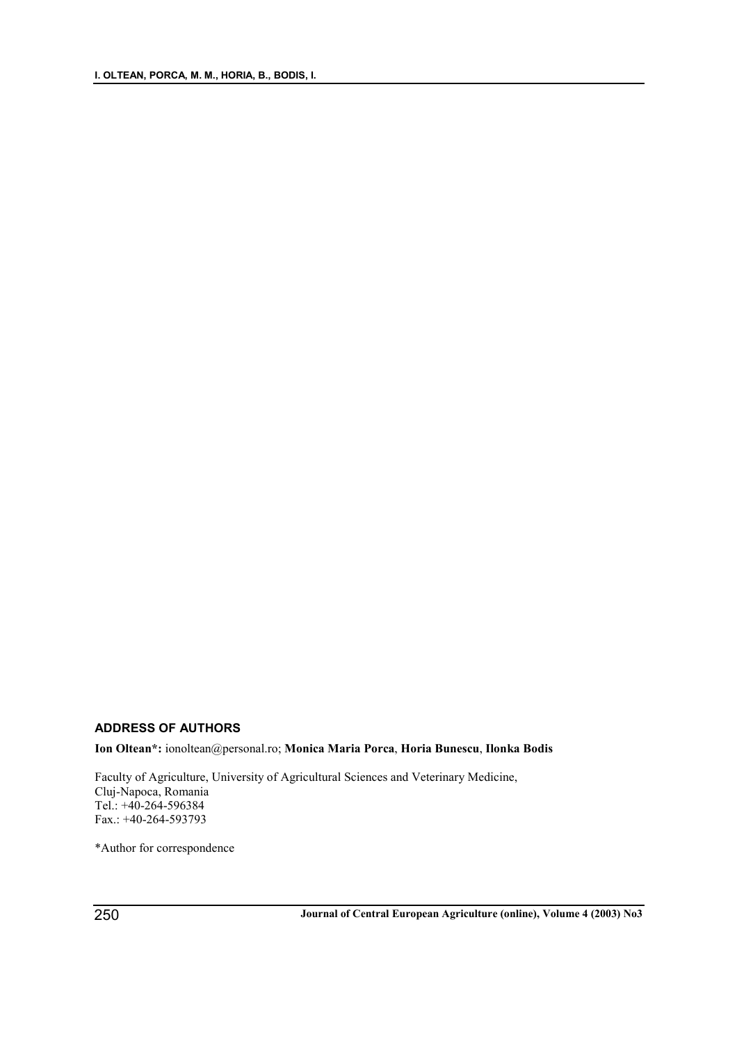## ADDRESS OF AUTHORS

**Ion Oltean*:** ionoltean@personal.ro; **Monica Maria Porca**, **Horia Bunescu**, **Ilonka Bodis**

Faculty of Agriculture, University of Agricultural Sciences and Veterinary Medicine,
Cluj-Napoca, Romania
Tel.: +40-264-596384
Fax.: +40-264-593793

*Author for correspondence